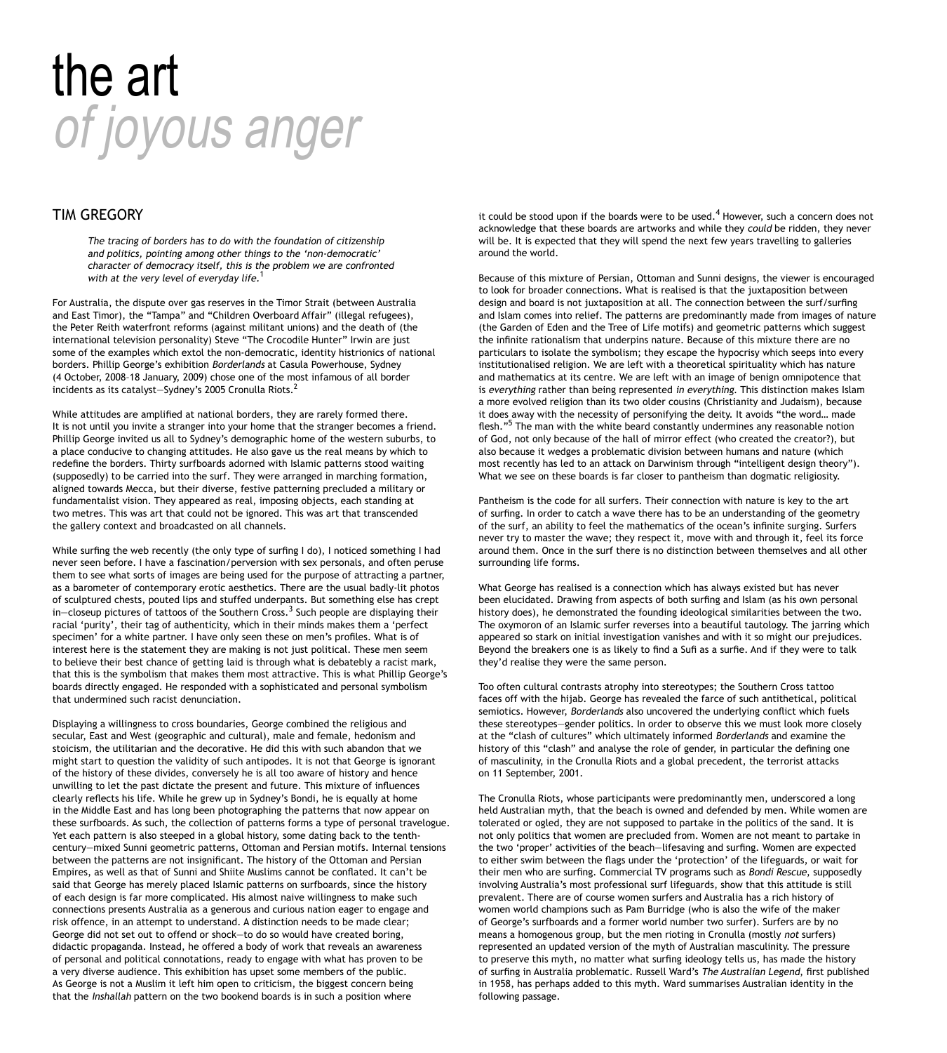# the art *of joyous anger*

## TIM GREGORY

> *The tracing of borders has to do with the foundation of citizenship and politics, pointing among other things to the 'non-democratic' character of democracy itself, this is the problem we are confronted with at the very level of everyday life.*[1]

For Australia, the dispute over gas reserves in the Timor Strait (between Australia and East Timor), the "Tampa" and "Children Overboard Affair" (illegal refugees), the Peter Reith waterfront reforms (against militant unions) and the death of (the international television personality) Steve "The Crocodile Hunter" Irwin are just some of the examples which extol the non-democratic, identity histrionics of national borders. Phillip George's exhibition *Borderlands* at Casula Powerhouse, Sydney (4 October, 2008–18 January, 2009) chose one of the most infamous of all border incidents as its catalyst—Sydney's 2005 Cronulla Riots.[2]

While attitudes are amplified at national borders, they are rarely formed there. It is not until you invite a stranger into your home that the stranger becomes a friend. Phillip George invited us all to Sydney's demographic home of the western suburbs, to a place conducive to changing attitudes. He also gave us the real means by which to redefine the borders. Thirty surfboards adorned with Islamic patterns stood waiting (supposedly) to be carried into the surf. They were arranged in marching formation, aligned towards Mecca, but their diverse, festive patterning precluded a military or fundamentalist vision. They appeared as real, imposing objects, each standing at two metres. This was art that could not be ignored. This was art that transcended the gallery context and broadcasted on all channels.

While surfing the web recently (the only type of surfing I do), I noticed something I had never seen before. I have a fascination/perversion with sex personals, and often peruse them to see what sorts of images are being used for the purpose of attracting a partner, as a barometer of contemporary erotic aesthetics. There are the usual badly-lit photos of sculptured chests, pouted lips and stuffed underpants. But something else has crept in—closeup pictures of tattoos of the Southern Cross.[3] Such people are displaying their racial 'purity', their tag of authenticity, which in their minds makes them a 'perfect specimen' for a white partner. I have only seen these on men's profiles. What is of interest here is the statement they are making is not just political. These men seem to believe their best chance of getting laid is through what is debatebly a racist mark, that this is the symbolism that makes them most attractive. This is what Phillip George's boards directly engaged. He responded with a sophisticated and personal symbolism that undermined such racist denunciation.

Displaying a willingness to cross boundaries, George combined the religious and secular, East and West (geographic and cultural), male and female, hedonism and stoicism, the utilitarian and the decorative. He did this with such abandon that we might start to question the validity of such antipodes. It is not that George is ignorant of the history of these divides, conversely he is all too aware of history and hence unwilling to let the past dictate the present and future. This mixture of influences clearly reflects his life. While he grew up in Sydney's Bondi, he is equally at home in the Middle East and has long been photographing the patterns that now appear on these surfboards. As such, the collection of patterns forms a type of personal travelogue. Yet each pattern is also steeped in a global history, some dating back to the tenth-century—mixed Sunni geometric patterns, Ottoman and Persian motifs. Internal tensions between the patterns are not insignificant. The history of the Ottoman and Persian Empires, as well as that of Sunni and Shiite Muslims cannot be conflated. It can't be said that George has merely placed Islamic patterns on surfboards, since the history of each design is far more complicated. His almost naive willingness to make such connections presents Australia as a generous and curious nation eager to engage and risk offence, in an attempt to understand. A distinction needs to be made clear; George did not set out to offend or shock—to do so would have created boring, didactic propaganda. Instead, he offered a body of work that reveals an awareness of personal and political connotations, ready to engage with what has proven to be a very diverse audience. This exhibition has upset some members of the public. As George is not a Muslim it left him open to criticism, the biggest concern being that the *Inshallah* pattern on the two bookend boards is in such a position where it could be stood upon if the boards were to be used.[4] However, such a concern does not acknowledge that these boards are artworks and while they *could* be ridden, they never will be. It is expected that they will spend the next few years travelling to galleries around the world.

Because of this mixture of Persian, Ottoman and Sunni designs, the viewer is encouraged to look for broader connections. What is realised is that the juxtaposition between design and board is not juxtaposition at all. The connection between the surf/surfing and Islam comes into relief. The patterns are predominantly made from images of nature (the Garden of Eden and the Tree of Life motifs) and geometric patterns which suggest the infinite rationalism that underpins nature. Because of this mixture there are no particulars to isolate the symbolism; they escape the hypocrisy which seeps into every institutionalised religion. We are left with a theoretical spirituality which has nature and mathematics at its centre. We are left with an image of benign omnipotence that is *everything* rather than being represented *in everything*. This distinction makes Islam a more evolved religion than its two older cousins (Christianity and Judaism), because it does away with the necessity of personifying the deity. It avoids "the word… made flesh."[5] The man with the white beard constantly undermines any reasonable notion of God, not only because of the hall of mirror effect (who created the creator?), but also because it wedges a problematic division between humans and nature (which most recently has led to an attack on Darwinism through "intelligent design theory"). What we see on these boards is far closer to pantheism than dogmatic religiosity.

Pantheism is the code for all surfers. Their connection with nature is key to the art of surfing. In order to catch a wave there has to be an understanding of the geometry of the surf, an ability to feel the mathematics of the ocean's infinite surging. Surfers never try to master the wave; they respect it, move with and through it, feel its force around them. Once in the surf there is no distinction between themselves and all other surrounding life forms.

What George has realised is a connection which has always existed but has never been elucidated. Drawing from aspects of both surfing and Islam (as his own personal history does), he demonstrated the founding ideological similarities between the two. The oxymoron of an Islamic surfer reverses into a beautiful tautology. The jarring which appeared so stark on initial investigation vanishes and with it so might our prejudices. Beyond the breakers one is as likely to find a Sufi as a surfie. And if they were to talk they'd realise they were the same person.

Too often cultural contrasts atrophy into stereotypes; the Southern Cross tattoo faces off with the hijab. George has revealed the farce of such antithetical, political semiotics. However, *Borderlands* also uncovered the underlying conflict which fuels these stereotypes—gender politics. In order to observe this we must look more closely at the "clash of cultures" which ultimately informed *Borderlands* and examine the history of this "clash" and analyse the role of gender, in particular the defining one of masculinity, in the Cronulla Riots and a global precedent, the terrorist attacks on 11 September, 2001.

The Cronulla Riots, whose participants were predominantly men, underscored a long held Australian myth, that the beach is owned and defended by men. While women are tolerated or ogled, they are not supposed to partake in the politics of the sand. It is not only politics that women are precluded from. Women are not meant to partake in the two 'proper' activities of the beach—lifesaving and surfing. Women are expected to either swim between the flags under the 'protection' of the lifeguards, or wait for their men who are surfing. Commercial TV programs such as *Bondi Rescue*, supposedly involving Australia's most professional surf lifeguards, show that this attitude is still prevalent. There are of course women surfers and Australia has a rich history of women world champions such as Pam Burridge (who is also the wife of the maker of George's surfboards and a former world number two surfer). Surfers are by no means a homogenous group, but the men rioting in Cronulla (mostly *not* surfers) represented an updated version of the myth of Australian masculinity. The pressure to preserve this myth, no matter what surfing ideology tells us, has made the history of surfing in Australia problematic. Russell Ward's *The Australian Legend*, first published in 1958, has perhaps added to this myth. Ward summarises Australian identity in the following passage.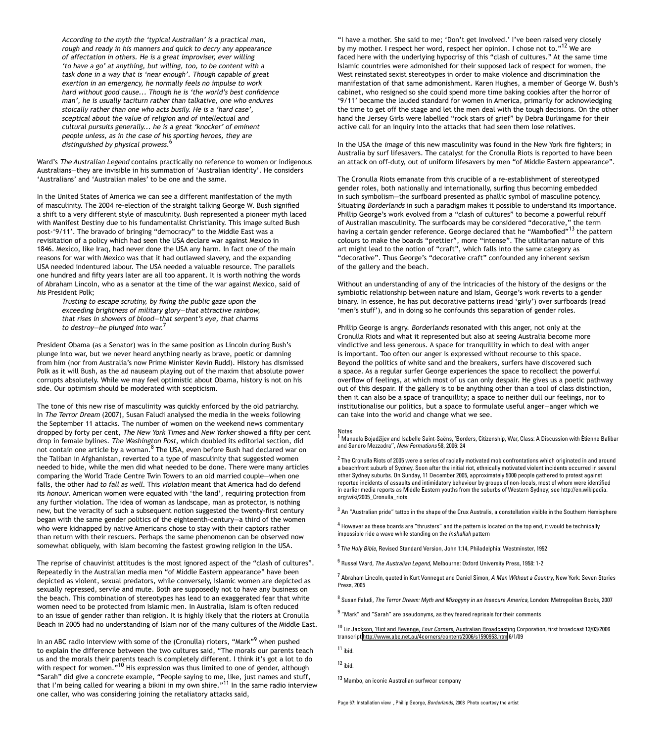> *According to the myth the 'typical Australian' is a practical man, rough and ready in his manners and quick to decry any appearance of affectation in others. He is a great improviser, ever willing 'to have a go' at anything, but willing, too, to be content with a task done in a way that is 'near enough'. Though capable of great exertion in an emergency, he normally feels no impulse to work hard without good cause... Though he is 'the world's best confidence man', he is usually taciturn rather than talkative, one who endures stoically rather than one who acts busily. He is a 'hard case', sceptical about the value of religion and of intellectual and cultural pursuits generally... he is a great 'knocker' of eminent people unless, as in the case of his sporting heroes, they are distinguished by physical prowess.*[6]

Ward's *The Australian Legend* contains practically no reference to women or indigenous Australians—they are invisible in his summation of 'Australian identity'. He considers 'Australians' and 'Australian males' to be one and the same.

In the United States of America we can see a different manifestation of the myth of masculinity. The 2004 re-election of the straight talking George W. Bush signified a shift to a very different style of masculinity. Bush represented a pioneer myth laced with Manifest Destiny due to his fundamentalist Christianity. This image suited Bush post-'9/11'. The bravado of bringing "democracy" to the Middle East was a revisitation of a policy which had seen the USA declare war against Mexico in 1846. Mexico, like Iraq, had never done the USA any harm. In fact one of the main reasons for war with Mexico was that it had outlawed slavery, and the expanding USA needed indentured labour. The USA needed a valuable resource. The parallels one hundred and fifty years later are all too apparent. It is worth nothing the words of Abraham Lincoln, who as a senator at the time of the war against Mexico, said of *his* President Polk;

> *Trusting to escape scrutiny, by fixing the public gaze upon the exceeding brightness of military glory—that attractive rainbow, that rises in showers of blood—that serpent's eye, that charms to destroy—he plunged into war.*[7]

President Obama (as a Senator) was in the same position as Lincoln during Bush's plunge into war, but we never heard anything nearly as brave, poetic or damning from him (nor from Australia's now Prime Minister Kevin Rudd). History has dismissed Polk as it will Bush, as the ad nauseam playing out of the maxim that absolute power corrupts absolutely. While we may feel optimistic about Obama, history is not on his side. Our optimism should be moderated with scepticism.

The tone of this new rise of masculinity was quickly enforced by the old patriarchy. In *The Terror Dream* (2007), Susan Faludi analysed the media in the weeks following the September 11 attacks. The number of women on the weekend news commentary dropped by forty per cent, *The New York Times* and *New Yorker* showed a fifty per cent drop in female bylines. *The Washington Post*, which doubled its editorial section, did not contain one article by a woman.[8] The USA, even before Bush had declared war on the Taliban in Afghanistan, reverted to a type of masculinity that suggested women needed to hide, while the men did what needed to be done. There were many articles comparing the World Trade Centre Twin Towers to an old married couple—when one falls, the other *had to fall as well*. This *violation* meant that America had do defend its *honour*. American women were equated with 'the land', requiring protection from any further violation. The idea of woman as landscape, man as protector, is nothing new, but the veracity of such a subsequent notion suggested the twenty-first century began with the same gender politics of the eighteenth-century—a third of the women who were kidnapped by native Americans chose to stay with their captors rather than return with their rescuers. Perhaps the same phenomenon can be observed now somewhat obliquely, with Islam becoming the fastest growing religion in the USA.

The reprise of chauvinist attitudes is the most ignored aspect of the "clash of cultures". Repeatedly in the Australian media men "of Middle Eastern appearance" have been depicted as violent, sexual predators, while conversely, Islamic women are depicted as sexually repressed, servile and mute. Both are supposedly not to have any business on the beach. This combination of stereotypes has lead to an exaggerated fear that white women need to be protected from Islamic men. In Australia, Islam is often reduced to an issue of gender rather than religion. It is highly likely that the rioters at Cronulla Beach in 2005 had no understanding of Islam nor of the many cultures of the Middle East.

In an ABC radio interview with some of the (Cronulla) rioters, "Mark"[9] when pushed to explain the difference between the two cultures said, "The morals our parents teach us and the morals their parents teach is completely different. I think it's got a lot to do with respect for women."[10] His expression was thus limited to one of gender, although "Sarah" did give a concrete example, "People saying to me, like, just names and stuff, that I'm being called for wearing a bikini in my own shire."[11] In the same radio interview one caller, who was considering joining the retaliatory attacks said,

"I have a mother. She said to me; 'Don't get involved.' I've been raised very closely by my mother. I respect her word, respect her opinion. I chose not to."[12] We are faced here with the underlying hypocrisy of this "clash of cultures." At the same time Islamic countries were admonished for their supposed lack of respect for women, the West reinstated sexist stereotypes in order to make violence and discrimination the manifestation of that same admonishment. Karen Hughes, a member of George W. Bush's cabinet, who resigned so she could spend more time baking cookies after the horror of '9/11' became the lauded standard for women in America, primarily for acknowledging the time to get off the stage and let the men deal with the tough decisions. On the other hand the Jersey Girls were labelled "rock stars of grief" by Debra Burlingame for their active call for an inquiry into the attacks that had seen them lose relatives.

In the USA the *image* of this new masculinity was found in the New York fire fighters; in Australia by surf lifesavers. The catalyst for the Cronulla Riots is reported to have been an attack on off-duty, out of uniform lifesavers by men "of Middle Eastern appearance".

The Cronulla Riots emanate from this crucible of a re-establishment of stereotyped gender roles, both nationally and internationally, surfing thus becoming embedded in such symbolism—the surfboard presented as phallic symbol of masculine potency. Situating *Borderlands* in such a paradigm makes it possible to understand its importance. Phillip George's work evolved from a "clash of cultures" to become a powerful rebuff of Australian masculinity. The surfboards may be considered "decorative," the term having a certain gender reference. George declared that he "Mambofied"[13] the pattern colours to make the boards "prettier", more "intense". The utilitarian nature of this art might lead to the notion of "craft", which falls into the same category as "decorative". Thus George's "decorative craft" confounded any inherent sexism of the gallery and the beach.

Without an understanding of any of the intricacies of the history of the designs or the symbiotic relationship between nature and Islam, George's work reverts to a gender binary. In essence, he has put decorative patterns (read 'girly') over surfboards (read 'men's stuff'), and in doing so he confounds this separation of gender roles.

Phillip George is angry. *Borderlands* resonated with this anger, not only at the Cronulla Riots and what it represented but also at seeing Australia become more vindictive and less generous. A space for tranquillity in which to deal with anger is important. Too often our anger is expressed without recourse to this space. Beyond the politics of white sand and the breakers, surfers have discovered such a space. As a regular surfer George experiences the space to recollect the powerful overflow of feelings, at which most of us can only despair. He gives us a poetic pathway out of this despair. If the gallery is to be anything other than a tool of class distinction, then it can also be a space of tranquillity; a space to neither dull our feelings, nor to institutionalise our politics, but a space to formulate useful anger—anger which we can take into the world and change what we see.

Notes

[1] Manuela Bojadžijev and Isabelle Saint-Saëns, 'Borders, Citizenship, War, Class: A Discussion with Étienne Balibar and Sandro Mezzadra'', *New Formations* 58, 2006: 24

[2] The Cronulla Riots of 2005 were a series of racially motivated mob confrontations which originated in and around a beachfront suburb of Sydney. Soon after the initial riot, ethnically motivated violent incidents occurred in several other Sydney suburbs. On Sunday, 11 December 2005, approximately 5000 people gathered to protest against reported incidents of assaults and intimidatory behaviour by groups of non-locals, most of whom were identified in earlier media reports as Middle Eastern youths from the suburbs of Western Sydney; see http://en.wikipedia.org/wiki/2005_Cronulla_riots

[3] An "Australian pride" tattoo in the shape of the Crux Australis, a constellation visible in the Southern Hemisphere

[4] However as these boards are "thrusters" and the pattern is located on the top end, it would be technically impossible ride a wave while standing on the *Inshallah* pattern

[5] *The Holy Bible*, Revised Standard Version, John 1:14, Philadelphia: Westminster, 1952

[6] Russel Ward, *The Australian Legend*, Melbourne: Oxford University Press, 1958: 1-2

[7] Abraham Lincoln, quoted in Kurt Vonnegut and Daniel Simon, *A Man Without a Country*, New York: Seven Stories Press, 2005

[8] Susan Faludi, *The Terror Dream: Myth and Misogyny in an Insecure America*, London: Metropolitan Books, 2007

[9] "Mark" and "Sarah" are pseudonyms, as they feared reprisals for their comments

[10] Liz Jackson, 'Riot and Revenge, *Four Corners*, Australian Broadcasting Corporation, first broadcast 13/03/2006 transcript http://www.abc.net.au/4corners/content/2006/s1590953.htm 6/1/09

[11] ibid.

[12] ibid.

[13] Mambo, an iconic Australian surfwear company

Page 67: Installation view , Phillip George, *Borderlands*, 2008 Photo courtesy the artist